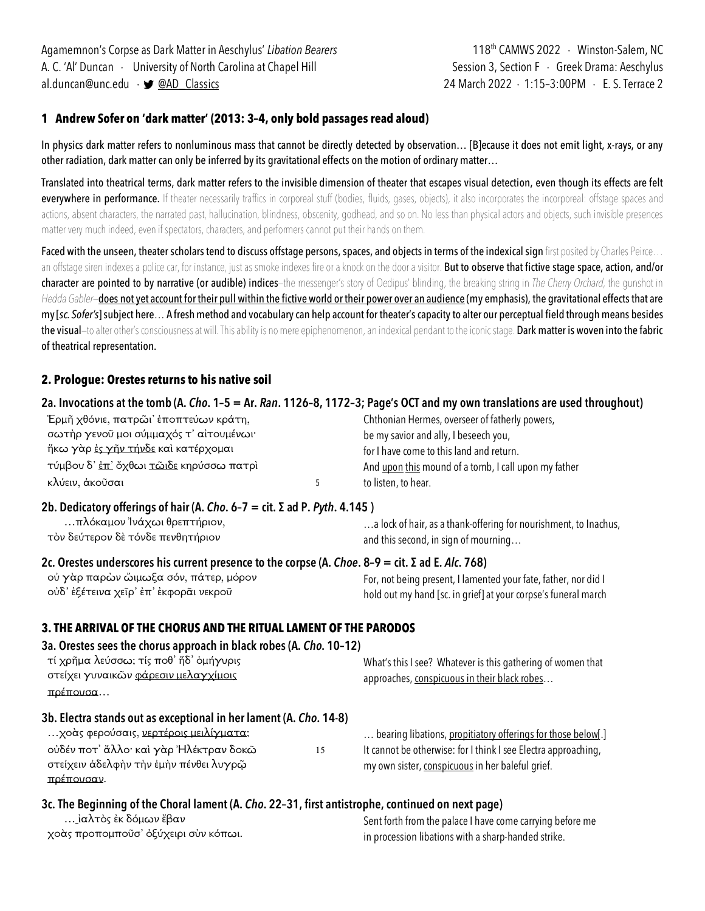Agamemnon's Corpse as Dark Matter in Aeschylus' *Libation Bearers*
A. C. 'Al' Duncan · University of North Carolina at Chapel Hill
al.duncan@unc.edu · @AD_Classics

118th CAMWS 2022 · Winston-Salem, NC
Session 3, Section F · Greek Drama: Aeschylus
24 March 2022 · 1:15–3:00PM · E. S. Terrace 2

## 1 Andrew Sofer on 'dark matter' (2013: 3–4, only bold passages read aloud)

In physics dark matter refers to nonluminous mass that cannot be directly detected by observation… [B]ecause it does not emit light, x-rays, or any other radiation, dark matter can only be inferred by its gravitational effects on the motion of ordinary matter…

Translated into theatrical terms, dark matter refers to the invisible dimension of theater that escapes visual detection, even though its effects are felt everywhere in performance. If theater necessarily traffics in corporeal stuff (bodies, fluids, gases, objects), it also incorporates the incorporeal: offstage spaces and actions, absent characters, the narrated past, hallucination, blindness, obscenity, godhead, and so on. No less than physical actors and objects, such invisible presences matter very much indeed, even if spectators, characters, and performers cannot put their hands on them.

Faced with the unseen, theater scholars tend to discuss offstage persons, spaces, and objects in terms of the indexical sign first posited by Charles Peirce… an offstage siren indexes a police car, for instance, just as smoke indexes fire or a knock on the door a visitor. But to observe that fictive stage space, action, and/or character are pointed to by narrative (or audible) indices–the messenger's story of Oedipus' blinding, the breaking string in *The Cherry Orchard*, the gunshot in *Hedda Gabler*–<u>does not yet account for their pull within the fictive world or their power over an audience</u> (my emphasis), the gravitational effects that are my [*sc.* *Sofer's*] subject here… A fresh method and vocabulary can help account for theater's capacity to alter our perceptual field through means besides the visual–to alter other's consciousness at will. This ability is no mere epiphenomenon, an indexical pendant to the iconic stage. Dark matter is woven into the fabric of theatrical representation.

## 2. Prologue: Orestes returns to his native soil

### 2a. Invocations at the tomb (A. *Cho*. 1–5 = Ar. *Ran*. 1126–8, 1172–3; Page's OCT and my own translations are used throughout)

| | |
|---|---|
| Ἑρμῆ χθόνιε, πατρῷ' ἐποπτεύων κράτη, | Chthonian Hermes, overseer of fatherly powers, |
| σωτὴρ γενοῦ μοι σύμμαχός τ' αἰτουμένωι· | be my savior and ally, I beseech you, |
| ἥκω γὰρ <u>ἐς γῆν τήνδε</u> καὶ κατέρχομαι | for I have come to this land and return. |
| τύμβου δ' <u>ἐπ'</u> ὄχθωι <u>τῶιδε</u> κηρύσσω πατρὶ | And <u>upon this</u> mound of a tomb, I call upon my father |
| κλύειν, ἀκοῦσαι (5) | to listen, to hear. |

### 2b. Dedicatory offerings of hair (A. *Cho*. 6–7 = cit. Σ ad P. *Pyth*. 4.145 )

| | |
|---|---|
| …πλόκαμον Ἰνάχωι θρεπτήριον, | …a lock of hair, as a thank-offering for nourishment, to Inachus, |
| τὸν δεύτερον δὲ τόνδε πενθητήριον | and this second, in sign of mourning… |

### 2c. Orestes underscores his current presence to the corpse (A. *Choe*. 8–9 = cit. Σ ad E. *Alc*. 768)

| | |
|---|---|
| οὐ γὰρ παρὼν ᾤμωξα σόν, πάτερ, μόρον | For, not being present, I lamented your fate, father, nor did I |
| οὐδ' ἐξέτεινα χεῖρ' ἐπ' ἐκφορᾶι νεκροῦ | hold out my hand [sc. in grief] at your corpse's funeral march |

## 3. THE ARRIVAL OF THE CHORUS AND THE RITUAL LAMENT OF THE PARODOS

### 3a. Orestes sees the chorus approach in black robes (A. *Cho*. 10–12)

| | |
|---|---|
| τί χρῆμα λεύσσω; τίς ποθ' ἥδ' ὁμήγυρις | What's this I see? Whatever is this gathering of women that |
| στείχει γυναικῶν <u>φάρεσιν μελαγχίμοις</u> | approaches, <u>conspicuous in their black robes</u>… |
| <u>πρέπουσα</u>… | |

### 3b. Electra stands out as exceptional in her lament (A. *Cho*. 14-8)

| | |
|---|---|
| …χοὰς φερούσαις, <u>νερτέροις μειλίγματα</u>; | … bearing libations, <u>propitiatory offerings for those below</u>[.] |
| οὐδέν ποτ' ἄλλο· καὶ γὰρ Ἠλέκτραν δοκῶ (15) | It cannot be otherwise: for I think I see Electra approaching, |
| στείχειν ἀδελφὴν τὴν ἐμὴν πένθει λυγρῷ | my own sister, <u>conspicuous</u> in her baleful grief. |
| <u>πρέπουσαν</u>. | |

### 3c. The Beginning of the Choral lament (A. *Cho*. 22–31, first antistrophe, continued on next page)

| | |
|---|---|
| …ἰαλτὸς ἐκ δόμων ἔβαν | Sent forth from the palace I have come carrying before me |
| χοὰς προπομποῦσ' ὀξύχειρι σὺν κόπωι. | in procession libations with a sharp-handed strike. |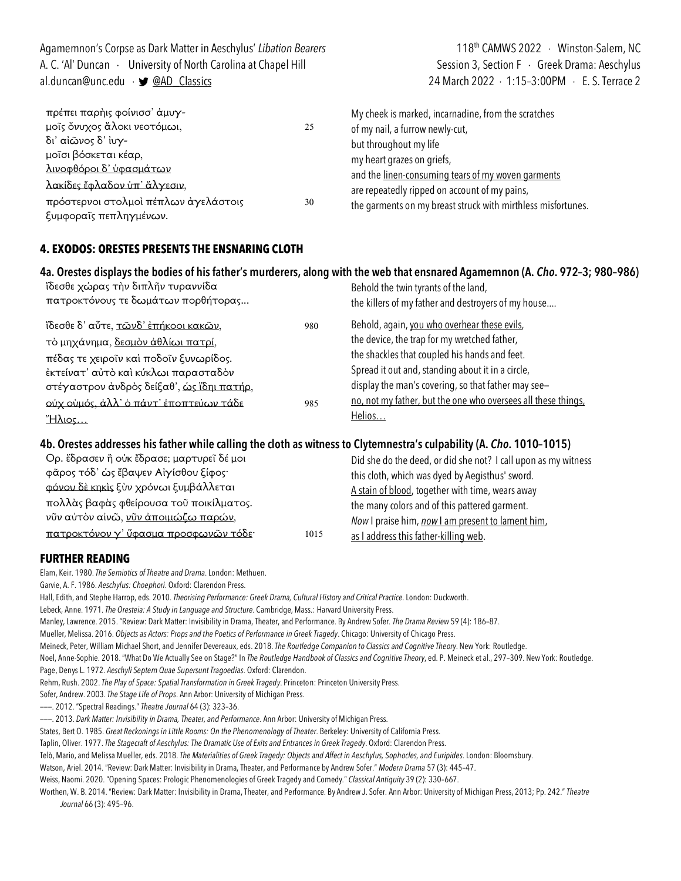πρέπει παρὴις φοίνισσ' ἀμυγ-
μοῖς ὄνυχος ἄλοκι νεοτόμωι, 25
δι' αἰῶνος δ' ἰυγ-
μοῖσι βόσκεται κέαρ,
<u>λινοφθόροι δ' ὑφασμάτων</u>
<u>λακίδες ἔφλαδον ὑπ' ἄλγεσιν</u>,
πρόστερνοι στολμοὶ πέπλων ἀγελάστοις 30
ξυμφοραῖς πεπληγμένων.

My cheek is marked, incarnadine, from the scratches
of my nail, a furrow newly-cut,
but throughout my life
my heart grazes on griefs,
and the <u>linen-consuming tears of my woven garments</u>
are repeatedly ripped on account of my pains,
the garments on my breast struck with mirthless misfortunes.

## 4. EXODOS: ORESTES PRESENTS THE ENSNARING CLOTH

### 4a. Orestes displays the bodies of his father's murderers, along with the web that ensnared Agamemnon (A. *Cho*. 972–3; 980–986)

ἴδεσθε χώρας τὴν διπλῆν τυραννίδα
πατροκτόνους τε δωμάτων πορθήτορας...

Behold the twin tyrants of the land,
the killers of my father and destroyers of my house....

ἴδεσθε δ' αὖτε, <u>τῶνδ' ἐπήκοοι κακῶν</u>, 980
τὸ μηχάνημα, <u>δεσμὸν ἀθλίωι πατρί</u>,
πέδας τε χειροῖν καὶ ποδοῖν ξυνωρίδος.
ἐκτείνατ' αὐτὸ καὶ κύκλωι παρασταδὸν
στέγαστρον ἀνδρὸς δείξαθ', <u>ὡς ἴδηι πατήρ</u>,
<u>οὐχ οὑμός, ἀλλ' ὁ πάντ' ἐποπτεύων τάδε</u> 985
<u>Ἥλιος...</u>

Behold, again, <u>you who overhear these evils</u>,
the device, the trap for my wretched father,
the shackles that coupled his hands and feet.
Spread it out and, standing about it in a circle,
display the man's covering, so that father may see–
<u>no, not my father, but the one who oversees all these things,</u>
<u>Helios...</u>

### 4b. Orestes addresses his father while calling the cloth as witness to Clytemnestra's culpability (A. *Cho*. 1010–1015)

Ορ. ἔδρασεν ἢ οὐκ ἔδρασε; μαρτυρεῖ δέ μοι
φᾶρος τόδ' ὡς ἔβαψεν Αἰγίσθου ξίφος·
<u>φόνου δὲ κηκὶς</u> ξὺν χρόνωι ξυμβάλλεται
πολλὰς βαφὰς φθείρουσα τοῦ ποικίλματος.
νῦν αὐτὸν αἰνῶ, <u>νῦν ἀποιμώζω παρών</u>,
<u>πατροκτόνον γ' ὕφασμα προσφωνῶν τόδε</u>· 1015

Did she do the deed, or did she not? I call upon as my witness
this cloth, which was dyed by Aegisthus' sword.
<u>A stain of blood</u>, together with time, wears away
the many colors and of this patterned garment.
*Now* I praise him, <u>*now* I am present to lament him,</u>
<u>as I address this father-killing web</u>.

## FURTHER READING

Elam, Keir. 1980. *The Semiotics of Theatre and Drama*. London: Methuen.

Garvie, A. F. 1986. *Aeschylus: Choephori*. Oxford: Clarendon Press.

Hall, Edith, and Stephe Harrop, eds. 2010. *Theorising Performance: Greek Drama, Cultural History and Critical Practice*. London: Duckworth.

Lebeck, Anne. 1971. *The Oresteia: A Study in Language and Structure*. Cambridge, Mass.: Harvard University Press.

Manley, Lawrence. 2015. "Review: Dark Matter: Invisibility in Drama, Theater, and Performance. By Andrew Sofer. *The Drama Review* 59 (4): 186–87.

Mueller, Melissa. 2016. *Objects as Actors: Props and the Poetics of Performance in Greek Tragedy*. Chicago: University of Chicago Press.

Meineck, Peter, William Michael Short, and Jennifer Devereaux, eds. 2018. *The Routledge Companion to Classics and Cognitive Theory*. New York: Routledge.

Noel, Anne-Sophie. 2018. "What Do We Actually See on Stage?" In *The Routledge Handbook of Classics and Cognitive Theory*, ed. P. Meineck et al., 297–309. New York: Routledge.

Page, Denys L. 1972. *Aeschyli Septem Quae Supersunt Tragoedias*. Oxford: Clarendon.

Rehm, Rush. 2002. *The Play of Space: Spatial Transformation in Greek Tragedy*. Princeton: Princeton University Press.

Sofer, Andrew. 2003. *The Stage Life of Props*. Ann Arbor: University of Michigan Press.

———. 2012. "Spectral Readings." *Theatre Journal* 64 (3): 323–36.

———. 2013. *Dark Matter: Invisibility in Drama, Theater, and Performance*. Ann Arbor: University of Michigan Press.

States, Bert O. 1985. *Great Reckonings in Little Rooms: On the Phenomenology of Theater*. Berkeley: University of California Press.

Taplin, Oliver. 1977. *The Stagecraft of Aeschylus: The Dramatic Use of Exits and Entrances in Greek Tragedy*. Oxford: Clarendon Press.

Telò, Mario, and Melissa Mueller, eds. 2018. *The Materialities of Greek Tragedy: Objects and Affect in Aeschylus, Sophocles, and Euripides*. London: Bloomsbury.

Watson, Ariel. 2014. "Review: Dark Matter: Invisibility in Drama, Theater, and Performance by Andrew Sofer." *Modern Drama* 57 (3): 445–47.

Weiss, Naomi. 2020. "Opening Spaces: Prologic Phenomenologies of Greek Tragedy and Comedy." *Classical Antiquity* 39 (2): 330–667.

Worthen, W. B. 2014. "Review: Dark Matter: Invisibility in Drama, Theater, and Performance. By Andrew J. Sofer. Ann Arbor: University of Michigan Press, 2013; Pp. 242." *Theatre Journal* 66 (3): 495–96.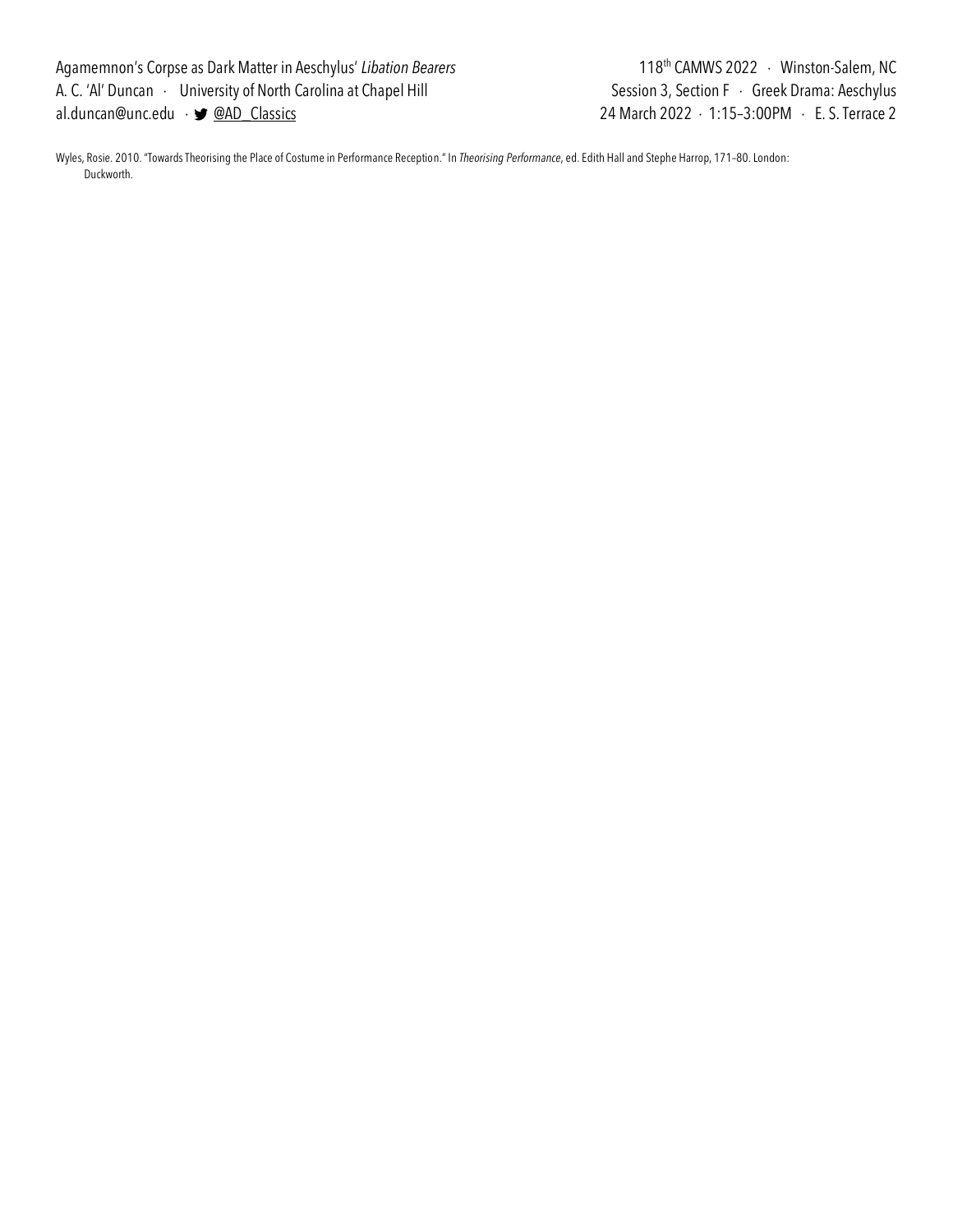Wyles, Rosie. 2010. "Towards Theorising the Place of Costume in Performance Reception." In *Theorising Performance*, ed. Edith Hall and Stephe Harrop, 171–80. London: Duckworth.